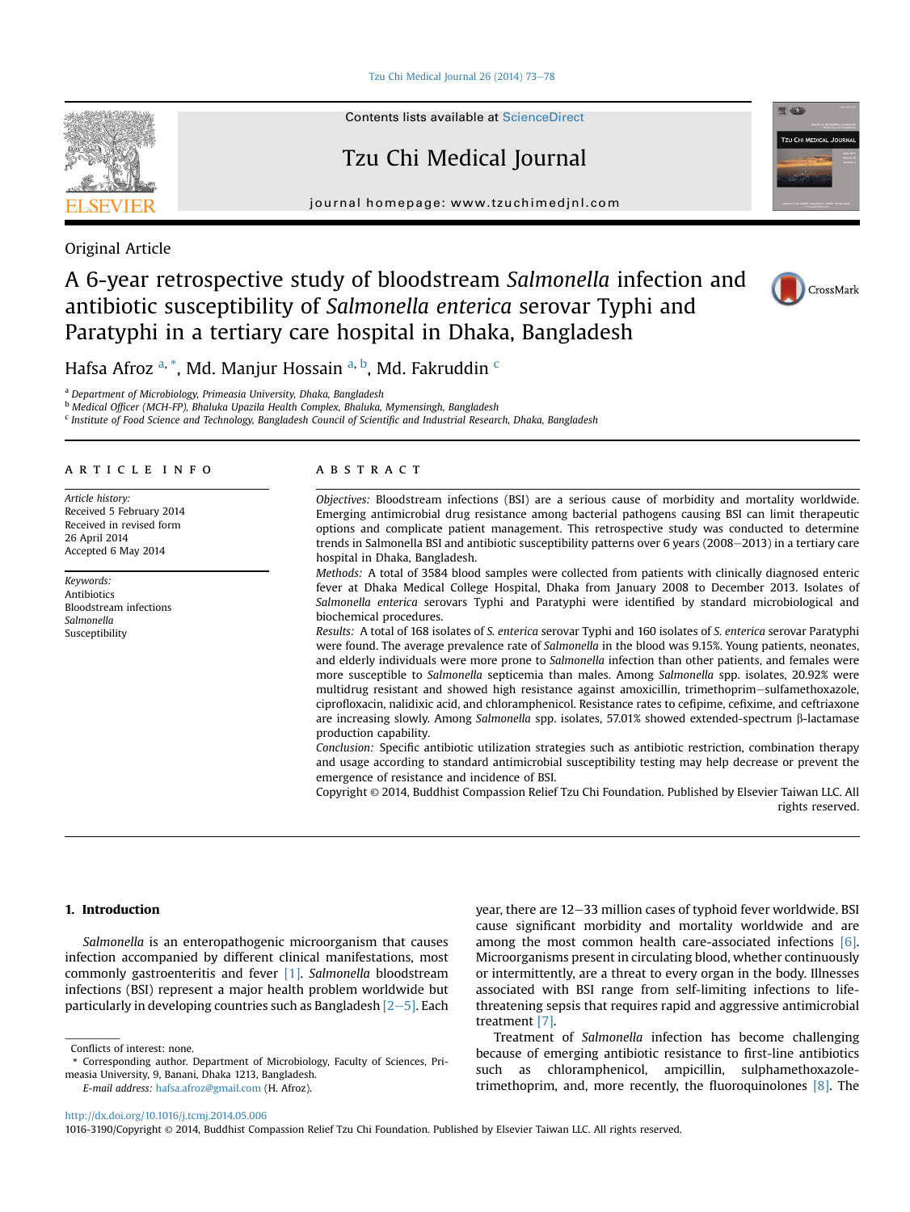Original Article

# A 6-year retrospective study of bloodstream *Salmonella* infection and antibiotic susceptibility of *Salmonella enterica* serovar Typhi and Paratyphi in a tertiary care hospital in Dhaka, Bangladesh

Hafsa Afroz [a,*], Md. Manjur Hossain [a,b], Md. Fakruddin [c]

[a] Department of Microbiology, Primeasia University, Dhaka, Bangladesh
[b] Medical Officer (MCH-FP), Bhaluka Upazila Health Complex, Bhaluka, Mymensingh, Bangladesh
[c] Institute of Food Science and Technology, Bangladesh Council of Scientific and Industrial Research, Dhaka, Bangladesh

## ARTICLE INFO

*Article history:*
Received 5 February 2014
Received in revised form
26 April 2014
Accepted 6 May 2014

*Keywords:*
Antibiotics
Bloodstream infections
*Salmonella*
Susceptibility

## ABSTRACT

*Objectives:* Bloodstream infections (BSI) are a serious cause of morbidity and mortality worldwide. Emerging antimicrobial drug resistance among bacterial pathogens causing BSI can limit therapeutic options and complicate patient management. This retrospective study was conducted to determine trends in Salmonella BSI and antibiotic susceptibility patterns over 6 years (2008–2013) in a tertiary care hospital in Dhaka, Bangladesh.

*Methods:* A total of 3584 blood samples were collected from patients with clinically diagnosed enteric fever at Dhaka Medical College Hospital, Dhaka from January 2008 to December 2013. Isolates of *Salmonella enterica* serovars Typhi and Paratyphi were identified by standard microbiological and biochemical procedures.

*Results:* A total of 168 isolates of *S. enterica* serovar Typhi and 160 isolates of *S. enterica* serovar Paratyphi were found. The average prevalence rate of *Salmonella* in the blood was 9.15%. Young patients, neonates, and elderly individuals were more prone to *Salmonella* infection than other patients, and females were more susceptible to *Salmonella* septicemia than males. Among *Salmonella* spp. isolates, 20.92% were multidrug resistant and showed high resistance against amoxicillin, trimethoprim–sulfamethoxazole, ciprofloxacin, nalidixic acid, and chloramphenicol. Resistance rates to cefipime, cefixime, and ceftriaxone are increasing slowly. Among *Salmonella* spp. isolates, 57.01% showed extended-spectrum β-lactamase production capability.

*Conclusion:* Specific antibiotic utilization strategies such as antibiotic restriction, combination therapy and usage according to standard antimicrobial susceptibility testing may help decrease or prevent the emergence of resistance and incidence of BSI.

Copyright © 2014, Buddhist Compassion Relief Tzu Chi Foundation. Published by Elsevier Taiwan LLC. All rights reserved.

## 1. Introduction

*Salmonella* is an enteropathogenic microorganism that causes infection accompanied by different clinical manifestations, most commonly gastroenteritis and fever [1]. *Salmonella* bloodstream infections (BSI) represent a major health problem worldwide but particularly in developing countries such as Bangladesh [2–5]. Each year, there are 12–33 million cases of typhoid fever worldwide. BSI cause significant morbidity and mortality worldwide and are among the most common health care-associated infections [6]. Microorganisms present in circulating blood, whether continuously or intermittently, are a threat to every organ in the body. Illnesses associated with BSI range from self-limiting infections to life-threatening sepsis that requires rapid and aggressive antimicrobial treatment [7].

Treatment of *Salmonella* infection has become challenging because of emerging antibiotic resistance to first-line antibiotics such as chloramphenicol, ampicillin, sulphamethoxazole-trimethoprim, and, more recently, the fluoroquinolones [8]. The

Conflicts of interest: none.

\* Corresponding author. Department of Microbiology, Faculty of Sciences, Primeasia University, 9, Banani, Dhaka 1213, Bangladesh.
E-mail address: hafsa.afroz@gmail.com (H. Afroz).

http://dx.doi.org/10.1016/j.tcmj.2014.05.006
1016-3190/Copyright © 2014, Buddhist Compassion Relief Tzu Chi Foundation. Published by Elsevier Taiwan LLC. All rights reserved.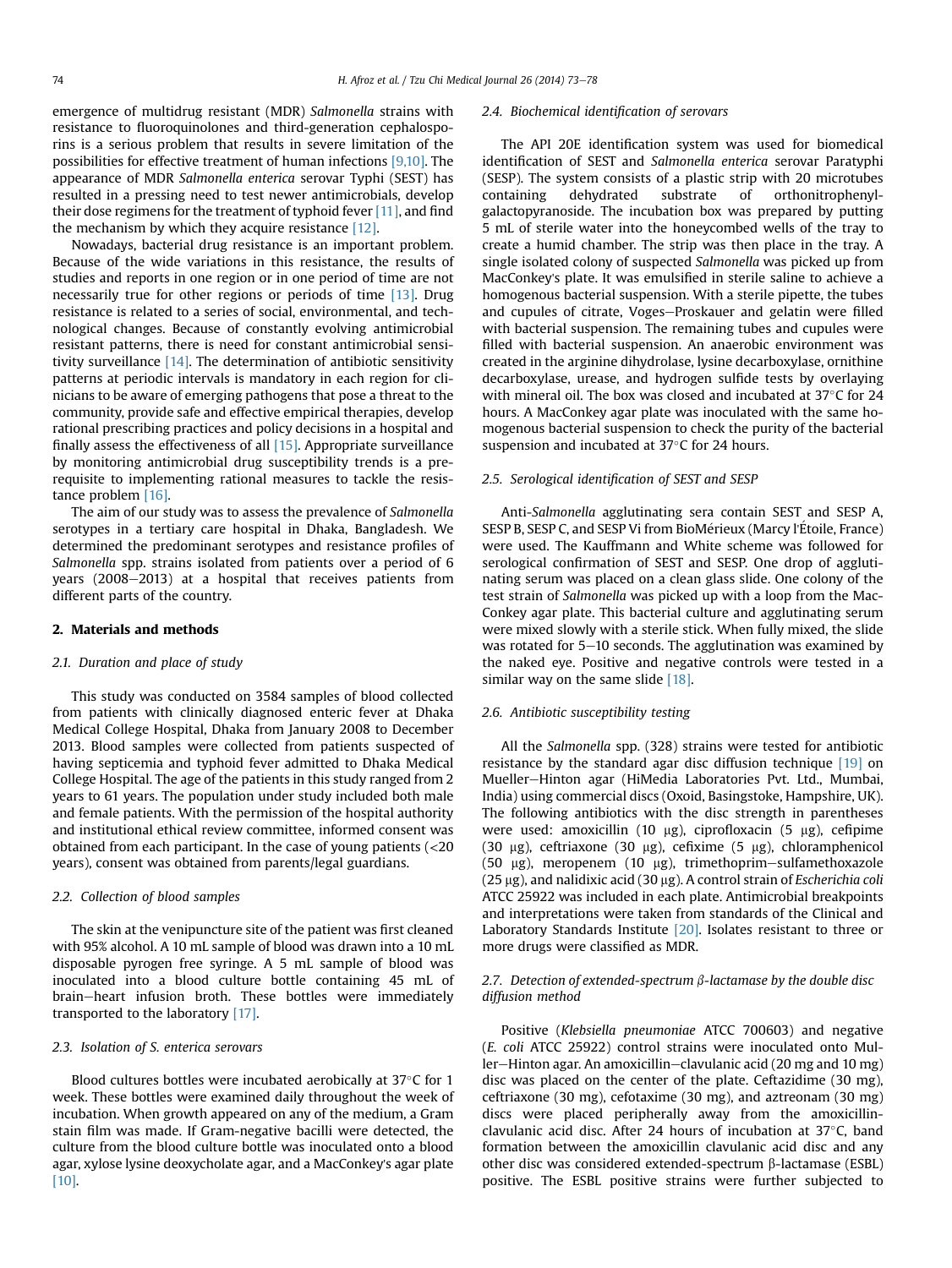emergence of multidrug resistant (MDR) *Salmonella* strains with resistance to fluoroquinolones and third-generation cephalosporins is a serious problem that results in severe limitation of the possibilities for effective treatment of human infections [9,10]. The appearance of MDR *Salmonella enterica* serovar Typhi (SEST) has resulted in a pressing need to test newer antimicrobials, develop their dose regimens for the treatment of typhoid fever [11], and find the mechanism by which they acquire resistance [12].

Nowadays, bacterial drug resistance is an important problem. Because of the wide variations in this resistance, the results of studies and reports in one region or in one period of time are not necessarily true for other regions or periods of time [13]. Drug resistance is related to a series of social, environmental, and technological changes. Because of constantly evolving antimicrobial resistant patterns, there is need for constant antimicrobial sensitivity surveillance [14]. The determination of antibiotic sensitivity patterns at periodic intervals is mandatory in each region for clinicians to be aware of emerging pathogens that pose a threat to the community, provide safe and effective empirical therapies, develop rational prescribing practices and policy decisions in a hospital and finally assess the effectiveness of all [15]. Appropriate surveillance by monitoring antimicrobial drug susceptibility trends is a prerequisite to implementing rational measures to tackle the resistance problem [16].

The aim of our study was to assess the prevalence of *Salmonella* serotypes in a tertiary care hospital in Dhaka, Bangladesh. We determined the predominant serotypes and resistance profiles of *Salmonella* spp. strains isolated from patients over a period of 6 years (2008–2013) at a hospital that receives patients from different parts of the country.

## 2. Materials and methods

### 2.1. Duration and place of study

This study was conducted on 3584 samples of blood collected from patients with clinically diagnosed enteric fever at Dhaka Medical College Hospital, Dhaka from January 2008 to December 2013. Blood samples were collected from patients suspected of having septicemia and typhoid fever admitted to Dhaka Medical College Hospital. The age of the patients in this study ranged from 2 years to 61 years. The population under study included both male and female patients. With the permission of the hospital authority and institutional ethical review committee, informed consent was obtained from each participant. In the case of young patients (<20 years), consent was obtained from parents/legal guardians.

### 2.2. Collection of blood samples

The skin at the venipuncture site of the patient was first cleaned with 95% alcohol. A 10 mL sample of blood was drawn into a 10 mL disposable pyrogen free syringe. A 5 mL sample of blood was inoculated into a blood culture bottle containing 45 mL of brain–heart infusion broth. These bottles were immediately transported to the laboratory [17].

### 2.3. Isolation of S. enterica serovars

Blood cultures bottles were incubated aerobically at 37°C for 1 week. These bottles were examined daily throughout the week of incubation. When growth appeared on any of the medium, a Gram stain film was made. If Gram-negative bacilli were detected, the culture from the blood culture bottle was inoculated onto a blood agar, xylose lysine deoxycholate agar, and a MacConkey's agar plate [10].

### 2.4. Biochemical identification of serovars

The API 20E identification system was used for biomedical identification of SEST and *Salmonella enterica* serovar Paratyphi (SESP). The system consists of a plastic strip with 20 microtubes containing dehydrated substrate of orthonitrophenyl-galactopyranoside. The incubation box was prepared by putting 5 mL of sterile water into the honeycombed wells of the tray to create a humid chamber. The strip was then place in the tray. A single isolated colony of suspected *Salmonella* was picked up from MacConkey's plate. It was emulsified in sterile saline to achieve a homogenous bacterial suspension. With a sterile pipette, the tubes and cupules of citrate, Voges–Proskauer and gelatin were filled with bacterial suspension. The remaining tubes and cupules were filled with bacterial suspension. An anaerobic environment was created in the arginine dihydrolase, lysine decarboxylase, ornithine decarboxylase, urease, and hydrogen sulfide tests by overlaying with mineral oil. The box was closed and incubated at 37°C for 24 hours. A MacConkey agar plate was inoculated with the same homogenous bacterial suspension to check the purity of the bacterial suspension and incubated at 37°C for 24 hours.

### 2.5. Serological identification of SEST and SESP

Anti-*Salmonella* agglutinating sera contain SEST and SESP A, SESP B, SESP C, and SESP Vi from BioMérieux (Marcy l'Étoile, France) were used. The Kauffmann and White scheme was followed for serological confirmation of SEST and SESP. One drop of agglutinating serum was placed on a clean glass slide. One colony of the test strain of *Salmonella* was picked up with a loop from the MacConkey agar plate. This bacterial culture and agglutinating serum were mixed slowly with a sterile stick. When fully mixed, the slide was rotated for 5–10 seconds. The agglutination was examined by the naked eye. Positive and negative controls were tested in a similar way on the same slide [18].

### 2.6. Antibiotic susceptibility testing

All the *Salmonella* spp. (328) strains were tested for antibiotic resistance by the standard agar disc diffusion technique [19] on Mueller–Hinton agar (HiMedia Laboratories Pvt. Ltd., Mumbai, India) using commercial discs (Oxoid, Basingstoke, Hampshire, UK). The following antibiotics with the disc strength in parentheses were used: amoxicillin (10 μg), ciprofloxacin (5 μg), cefipime (30 μg), ceftriaxone (30 μg), cefixime (5 μg), chloramphenicol (50 μg), meropenem (10 μg), trimethoprim–sulfamethoxazole (25 μg), and nalidixic acid (30 μg). A control strain of *Escherichia coli* ATCC 25922 was included in each plate. Antimicrobial breakpoints and interpretations were taken from standards of the Clinical and Laboratory Standards Institute [20]. Isolates resistant to three or more drugs were classified as MDR.

### 2.7. Detection of extended-spectrum β-lactamase by the double disc diffusion method

Positive (*Klebsiella pneumoniae* ATCC 700603) and negative (*E. coli* ATCC 25922) control strains were inoculated onto Muller–Hinton agar. An amoxicillin–clavulanic acid (20 mg and 10 mg) disc was placed on the center of the plate. Ceftazidime (30 mg), ceftriaxone (30 mg), cefotaxime (30 mg), and aztreonam (30 mg) discs were placed peripherally away from the amoxicillin-clavulanic acid disc. After 24 hours of incubation at 37°C, band formation between the amoxicillin clavulanic acid disc and any other disc was considered extended-spectrum β-lactamase (ESBL) positive. The ESBL positive strains were further subjected to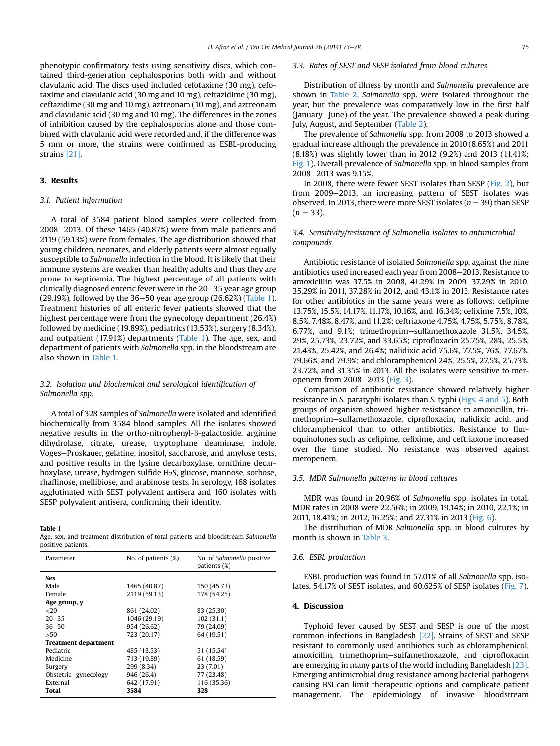phenotypic confirmatory tests using sensitivity discs, which contained third-generation cephalosporins both with and without clavulanic acid. The discs used included cefotaxime (30 mg), cefotaxime and clavulanic acid (30 mg and 10 mg), ceftazidime (30 mg), ceftazidime (30 mg and 10 mg), aztreonam (10 mg), and aztreonam and clavulanic acid (30 mg and 10 mg). The differences in the zones of inhibition caused by the cephalosporins alone and those combined with clavulanic acid were recorded and, if the difference was 5 mm or more, the strains were confirmed as ESBL-producing strains [21].

## 3. Results

### 3.1. Patient information

A total of 3584 patient blood samples were collected from 2008–2013. Of these 1465 (40.87%) were from male patients and 2119 (59.13%) were from females. The age distribution showed that young children, neonates, and elderly patients were almost equally susceptible to *Salmonella* infection in the blood. It is likely that their immune systems are weaker than healthy adults and thus they are prone to septicemia. The highest percentage of all patients with clinically diagnosed enteric fever were in the 20–35 year age group (29.19%), followed by the 36–50 year age group (26.62%) (Table 1). Treatment histories of all enteric fever patients showed that the highest percentage were from the gynecology department (26.4%) followed by medicine (19.89%), pediatrics (13.53%), surgery (8.34%), and outpatient (17.91%) departments (Table 1). The age, sex, and department of patients with *Salmonella* spp. in the bloodstream are also shown in Table 1.

### 3.2. Isolation and biochemical and serological identification of *Salmonella* spp.

A total of 328 samples of *Salmonella* were isolated and identified biochemically from 3584 blood samples. All the isolates showed negative results in the ortho-nitrophenyl-β-galactoside, arginine dihydrolase, citrate, urease, tryptophane deaminase, indole, Voges–Proskauer, gelatine, inositol, saccharose, and amylose tests, and positive results in the lysine decarboxylase, ornithine decarboxylase, urease, hydrogen sulfide $H_2S$, glucose, mannose, sorbose, rhaffinose, mellibiose, and arabinose tests. In serology, 168 isolates agglutinated with SEST polyvalent antisera and 160 isolates with SESP polyvalent antisera, confirming their identity.

**Table 1**
Age, sex, and treatment distribution of total patients and bloodstream *Salmonella* positive patients.

| Parameter | No. of patients (%) | No. of *Salmonella* positive patients (%) |
|---|---|---|
| **Sex** | | |
| Male | 1465 (40.87) | 150 (45.73) |
| Female | 2119 (59.13) | 178 (54.25) |
| **Age group, y** | | |
| <20 | 861 (24.02) | 83 (25.30) |
| 20–35 | 1046 (29.19) | 102 (31.1) |
| 36–50 | 954 (26.62) | 79 (24.09) |
| >50 | 723 (20.17) | 64 (19.51) |
| **Treatment department** | | |
| Pediatric | 485 (13.53) | 51 (15.54) |
| Medicine | 713 (19.89) | 61 (18.59) |
| Surgery | 299 (8.34) | 23 (7.01) |
| Obstetric–gynecology | 946 (26.4) | 77 (23.48) |
| External | 642 (17.91) | 116 (35.36) |
| **Total** | **3584** | **328** |

### 3.3. Rates of SEST and SESP isolated from blood cultures

Distribution of illness by month and *Salmonella* prevalence are shown in Table 2. *Salmonella* spp. were isolated throughout the year, but the prevalence was comparatively low in the first half (January–June) of the year. The prevalence showed a peak during July, August, and September (Table 2).

The prevalence of *Salmonella* spp. from 2008 to 2013 showed a gradual increase although the prevalence in 2010 (8.65%) and 2011 (8.18%) was slightly lower than in 2012 (9.2%) and 2013 (11.41%; Fig. 1). Overall prevalence of *Salmonella* spp. in blood samples from 2008–2013 was 9.15%.

In 2008, there were fewer SEST isolates than SESP (Fig. 2), but from 2009–2013, an increasing pattern of SEST isolates was observed. In 2013, there were more SEST isolates ($n = 39$) than SESP ($n = 33$).

### 3.4. Sensitivity/resistance of Salmonella isolates to antimicrobial compounds

Antibiotic resistance of isolated *Salmonella* spp. against the nine antibiotics used increased each year from 2008–2013. Resistance to amoxicillin was 37.5% in 2008, 41.29% in 2009, 37.29% in 2010, 35.29% in 2011, 37.28% in 2012, and 43.1% in 2013. Resistance rates for other antibiotics in the same years were as follows: cefipime 13.75%, 15.5%, 14.17%, 11.17%, 10.16%, and 16.34%; cefixime 7.5%, 10%, 8.5%, 7.48%, 8.47%, and 11.2%; ceftriaxone 4.75%, 4.75%, 5.75%, 8.78%, 6.77%, and 9.1%; trimethoprim–sulfamethoxazole 31.5%, 34.5%, 29%, 25.73%, 23.72%, and 33.65%; ciprofloxacin 25.75%, 28%, 25.5%, 21.43%, 25.42%, and 26.4%; nalidixic acid 75.6%, 77.5%, 76%, 77.67%, 79.66%, and 79.9%; and chloramphenicol 24%, 25.5%, 27.5%, 25.73%, 23.72%, and 31.35% in 2013. All the isolates were sensitive to meropenem from 2008–2013 (Fig. 3).

Comparison of antibiotic resistance showed relatively higher resistance in *S.* paratyphi isolates than *S.* typhi (Figs. 4 and 5). Both groups of organism showed higher resistsance to amoxicillin, trimethoprim–sulfamethoxazole, ciprofloxacin, nalidixic acid, and chloramphenicol than to other antibiotics. Resistance to flurquinolones such as cefipime, cefixime, and ceftriaxone increased over the time studied. No resistance was observed against meropenem.

### 3.5. MDR Salmonella patterns in blood cultures

MDR was found in 20.96% of *Salmonella* spp. isolates in total. MDR rates in 2008 were 22.56%; in 2009, 19.14%; in 2010, 22.1%; in 2011, 18.41%; in 2012, 16.25%; and 27.31% in 2013 (Fig. 6).

The distribution of MDR *Salmonella* spp. in blood cultures by month is shown in Table 3.

### 3.6. ESBL production

ESBL production was found in 57.01% of all *Salmonella* spp. isolates, 54.17% of SEST isolates, and 60.625% of SESP isolates (Fig. 7).

## 4. Discussion

Typhoid fever caused by SEST and SESP is one of the most common infections in Bangladesh [22]. Strains of SEST and SESP resistant to commonly used antibiotics such as chloramphenicol, amoxicillin, trimethoprim–sulfamethoxazole, and ciprofloxacin are emerging in many parts of the world including Bangladesh [23]. Emerging antimicrobial drug resistance among bacterial pathogens causing BSI can limit therapeutic options and complicate patient management. The epidemiology of invasive bloodstream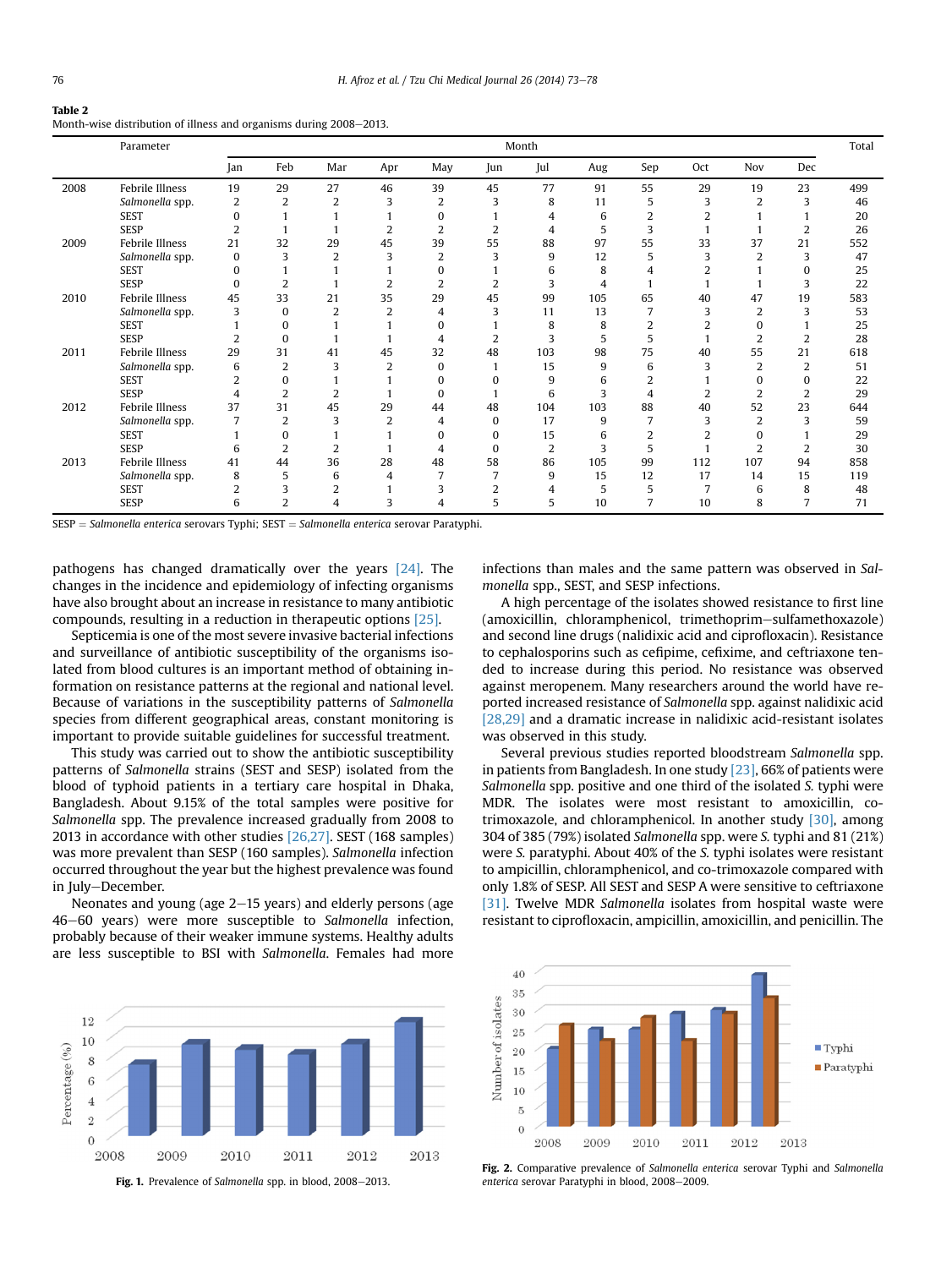**Table 2**
Month-wise distribution of illness and organisms during 2008–2013.

| | Parameter | Month | | | | | | | | | | | | Total |
|---|---|---|---|---|---|---|---|---|---|---|---|---|---|---|
| | | Jan | Feb | Mar | Apr | May | Jun | Jul | Aug | Sep | Oct | Nov | Dec | |
| 2008 | Febrile Illness | 19 | 29 | 27 | 46 | 39 | 45 | 77 | 91 | 55 | 29 | 19 | 23 | 499 |
| | *Salmonella* spp. | 2 | 2 | 2 | 3 | 2 | 3 | 8 | 11 | 5 | 3 | 2 | 3 | 46 |
| | SEST | 0 | 1 | 1 | 1 | 0 | 1 | 4 | 6 | 2 | 2 | 1 | 1 | 20 |
| | SESP | 2 | 1 | 1 | 2 | 2 | 2 | 4 | 5 | 3 | 1 | 1 | 2 | 26 |
| 2009 | Febrile Illness | 21 | 32 | 29 | 45 | 39 | 55 | 88 | 97 | 55 | 33 | 37 | 21 | 552 |
| | *Salmonella* spp. | 0 | 3 | 2 | 3 | 2 | 3 | 9 | 12 | 5 | 3 | 2 | 3 | 47 |
| | SEST | 0 | 1 | 1 | 1 | 0 | 1 | 6 | 8 | 4 | 2 | 1 | 0 | 25 |
| | SESP | 0 | 2 | 1 | 2 | 2 | 2 | 3 | 4 | 1 | 1 | 1 | 3 | 22 |
| 2010 | Febrile Illness | 45 | 33 | 21 | 35 | 29 | 45 | 99 | 105 | 65 | 40 | 47 | 19 | 583 |
| | *Salmonella* spp. | 3 | 0 | 2 | 2 | 4 | 3 | 11 | 13 | 7 | 3 | 2 | 3 | 53 |
| | SEST | 1 | 0 | 1 | 1 | 0 | 1 | 8 | 8 | 2 | 2 | 0 | 1 | 25 |
| | SESP | 2 | 0 | 1 | 1 | 4 | 2 | 3 | 5 | 5 | 1 | 2 | 2 | 28 |
| 2011 | Febrile Illness | 29 | 31 | 41 | 45 | 32 | 48 | 103 | 98 | 75 | 40 | 55 | 21 | 618 |
| | *Salmonella* spp. | 6 | 2 | 3 | 2 | 0 | 1 | 15 | 9 | 6 | 3 | 2 | 2 | 51 |
| | SEST | 2 | 0 | 1 | 1 | 0 | 0 | 9 | 6 | 2 | 1 | 0 | 0 | 22 |
| | SESP | 4 | 2 | 2 | 1 | 0 | 1 | 6 | 3 | 4 | 2 | 2 | 2 | 29 |
| 2012 | Febrile Illness | 37 | 31 | 45 | 29 | 44 | 48 | 104 | 103 | 88 | 40 | 52 | 23 | 644 |
| | *Salmonella* spp. | 7 | 2 | 3 | 2 | 4 | 0 | 17 | 9 | 7 | 3 | 2 | 3 | 59 |
| | SEST | 1 | 0 | 1 | 1 | 0 | 0 | 15 | 6 | 2 | 2 | 0 | 1 | 29 |
| | SESP | 6 | 2 | 2 | 1 | 4 | 0 | 2 | 3 | 5 | 1 | 2 | 2 | 30 |
| 2013 | Febrile Illness | 41 | 44 | 36 | 28 | 48 | 58 | 86 | 105 | 99 | 112 | 107 | 94 | 858 |
| | *Salmonella* spp. | 8 | 5 | 6 | 4 | 7 | 7 | 9 | 15 | 12 | 17 | 14 | 15 | 119 |
| | SEST | 2 | 3 | 2 | 1 | 3 | 2 | 4 | 5 | 5 | 7 | 6 | 8 | 48 |
| | SESP | 6 | 2 | 4 | 3 | 4 | 5 | 5 | 10 | 7 | 10 | 8 | 7 | 71 |

SESP = *Salmonella enterica* serovars Typhi; SEST = *Salmonella enterica* serovar Paratyphi.

pathogens has changed dramatically over the years [24]. The changes in the incidence and epidemiology of infecting organisms have also brought about an increase in resistance to many antibiotic compounds, resulting in a reduction in therapeutic options [25].

Septicemia is one of the most severe invasive bacterial infections and surveillance of antibiotic susceptibility of the organisms isolated from blood cultures is an important method of obtaining information on resistance patterns at the regional and national level. Because of variations in the susceptibility patterns of *Salmonella* species from different geographical areas, constant monitoring is important to provide suitable guidelines for successful treatment.

This study was carried out to show the antibiotic susceptibility patterns of *Salmonella* strains (SEST and SESP) isolated from the blood of typhoid patients in a tertiary care hospital in Dhaka, Bangladesh. About 9.15% of the total samples were positive for *Salmonella* spp. The prevalence increased gradually from 2008 to 2013 in accordance with other studies [26,27]. SEST (168 samples) was more prevalent than SESP (160 samples). *Salmonella* infection occurred throughout the year but the highest prevalence was found in July–December.

Neonates and young (age 2–15 years) and elderly persons (age 46–60 years) were more susceptible to *Salmonella* infection, probably because of their weaker immune systems. Healthy adults are less susceptible to BSI with *Salmonella*. Females had more infections than males and the same pattern was observed in *Salmonella* spp., SEST, and SESP infections.

A high percentage of the isolates showed resistance to first line (amoxicillin, chloramphenicol, trimethoprim–sulfamethoxazole) and second line drugs (nalidixic acid and ciprofloxacin). Resistance to cephalosporins such as cefipime, cefixime, and ceftriaxone tended to increase during this period. No resistance was observed against meropenem. Many researchers around the world have reported increased resistance of *Salmonella* spp. against nalidixic acid [28,29] and a dramatic increase in nalidixic acid-resistant isolates was observed in this study.

Several previous studies reported bloodstream *Salmonella* spp. in patients from Bangladesh. In one study [23], 66% of patients were *Salmonella* spp. positive and one third of the isolated *S.* typhi were MDR. The isolates were most resistant to amoxicillin, co-trimoxazole, and chloramphenicol. In another study [30], among 304 of 385 (79%) isolated *Salmonella* spp. were *S.* typhi and 81 (21%) were *S.* paratyphi. About 40% of the *S.* typhi isolates were resistant to ampicillin, chloramphenicol, and co-trimoxazole compared with only 1.8% of SESP. All SEST and SESP A were sensitive to ceftriaxone [31]. Twelve MDR *Salmonella* isolates from hospital waste were resistant to ciprofloxacin, ampicillin, amoxicillin, and penicillin. The

**Fig. 1.** Prevalence of *Salmonella* spp. in blood, 2008–2013.

**Fig. 2.** Comparative prevalence of *Salmonella enterica* serovar Typhi and *Salmonella enterica* serovar Paratyphi in blood, 2008–2009.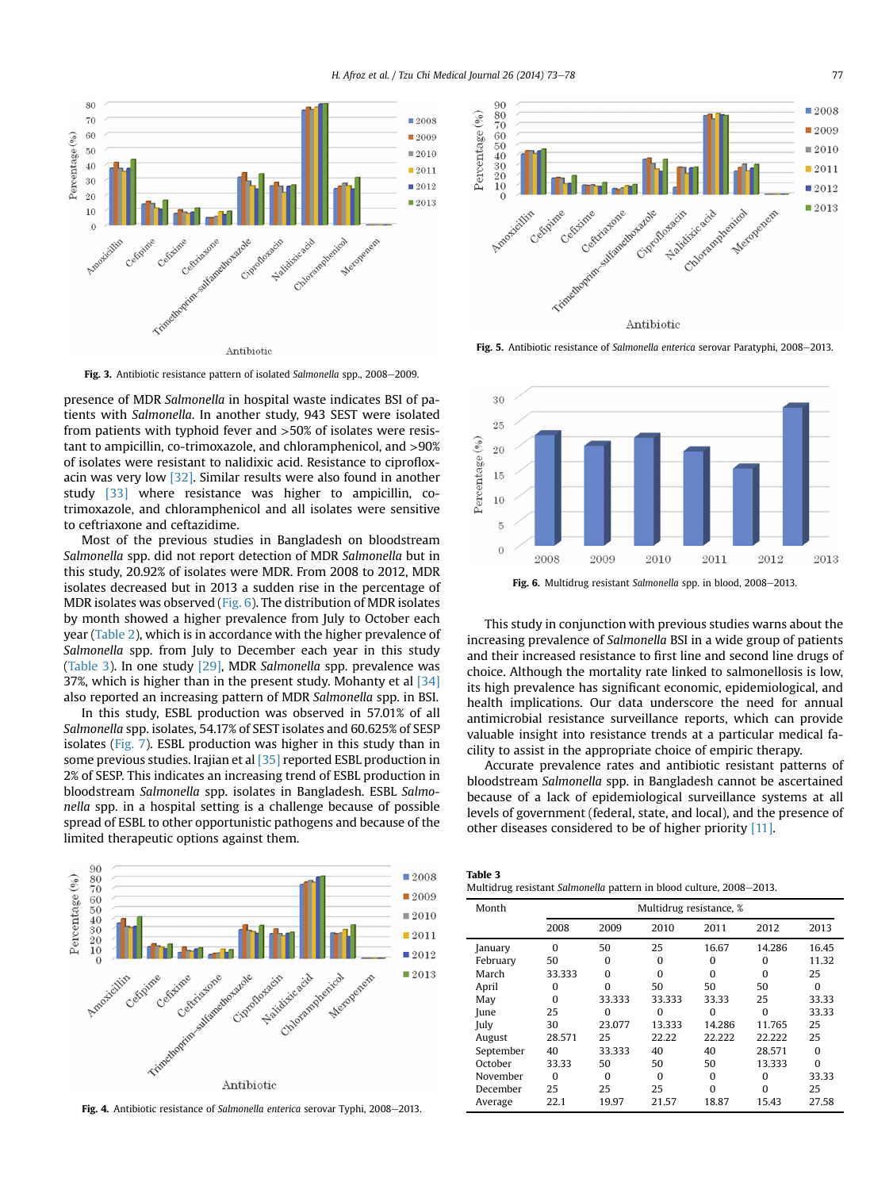Fig. 3. Antibiotic resistance pattern of isolated *Salmonella* spp., 2008–2009.

Fig. 5. Antibiotic resistance of *Salmonella enterica* serovar Paratyphi, 2008–2013.

presence of MDR *Salmonella* in hospital waste indicates BSI of patients with *Salmonella*. In another study, 943 SEST were isolated from patients with typhoid fever and >50% of isolates were resistant to ampicillin, co-trimoxazole, and chloramphenicol, and >90% of isolates were resistant to nalidixic acid. Resistance to ciprofloxacin was very low [32]. Similar results were also found in another study [33] where resistance was higher to ampicillin, co-trimoxazole, and chloramphenicol and all isolates were sensitive to ceftriaxone and ceftazidime.

Most of the previous studies in Bangladesh on bloodstream *Salmonella* spp. did not report detection of MDR *Salmonella* but in this study, 20.92% of isolates were MDR. From 2008 to 2012, MDR isolates decreased but in 2013 a sudden rise in the percentage of MDR isolates was observed (Fig. 6). The distribution of MDR isolates by month showed a higher prevalence from July to October each year (Table 2), which is in accordance with the higher prevalence of *Salmonella* spp. from July to December each year in this study (Table 3). In one study [29], MDR *Salmonella* spp. prevalence was 37%, which is higher than in the present study. Mohanty et al [34] also reported an increasing pattern of MDR *Salmonella* spp. in BSI.

In this study, ESBL production was observed in 57.01% of all *Salmonella* spp. isolates, 54.17% of SEST isolates and 60.625% of SESP isolates (Fig. 7). ESBL production was higher in this study than in some previous studies. Irajian et al [35] reported ESBL production in 2% of SESP. This indicates an increasing trend of ESBL production in bloodstream *Salmonella* spp. isolates in Bangladesh. ESBL *Salmonella* spp. in a hospital setting is a challenge because of possible spread of ESBL to other opportunistic pathogens and because of the limited therapeutic options against them.

Fig. 6. Multidrug resistant *Salmonella* spp. in blood, 2008–2013.

This study in conjunction with previous studies warns about the increasing prevalence of *Salmonella* BSI in a wide group of patients and their increased resistance to first line and second line drugs of choice. Although the mortality rate linked to salmonellosis is low, its high prevalence has significant economic, epidemiological, and health implications. Our data underscore the need for annual antimicrobial resistance surveillance reports, which can provide valuable insight into resistance trends at a particular medical facility to assist in the appropriate choice of empiric therapy.

Accurate prevalence rates and antibiotic resistant patterns of bloodstream *Salmonella* spp. in Bangladesh cannot be ascertained because of a lack of epidemiological surveillance systems at all levels of government (federal, state, and local), and the presence of other diseases considered to be of higher priority [11].

Fig. 4. Antibiotic resistance of *Salmonella enterica* serovar Typhi, 2008–2013.

**Table 3**
Multidrug resistant *Salmonella* pattern in blood culture, 2008–2013.

| Month | Multidrug resistance, % | | | | | |
|---|---|---|---|---|---|---|
| | 2008 | 2009 | 2010 | 2011 | 2012 | 2013 |
| January | 0 | 50 | 25 | 16.67 | 14.286 | 16.45 |
| February | 50 | 0 | 0 | 0 | 0 | 11.32 |
| March | 33.333 | 0 | 0 | 0 | 0 | 25 |
| April | 0 | 0 | 50 | 50 | 50 | 0 |
| May | 0 | 33.333 | 33.333 | 33.33 | 25 | 33.33 |
| June | 25 | 0 | 0 | 0 | 0 | 33.33 |
| July | 30 | 23.077 | 13.333 | 14.286 | 11.765 | 25 |
| August | 28.571 | 25 | 22.22 | 22.222 | 22.222 | 25 |
| September | 40 | 33.333 | 40 | 40 | 28.571 | 0 |
| October | 33.33 | 50 | 50 | 50 | 13.333 | 0 |
| November | 0 | 0 | 0 | 0 | 0 | 33.33 |
| December | 25 | 25 | 25 | 0 | 0 | 25 |
| Average | 22.1 | 19.97 | 21.57 | 18.87 | 15.43 | 27.58 |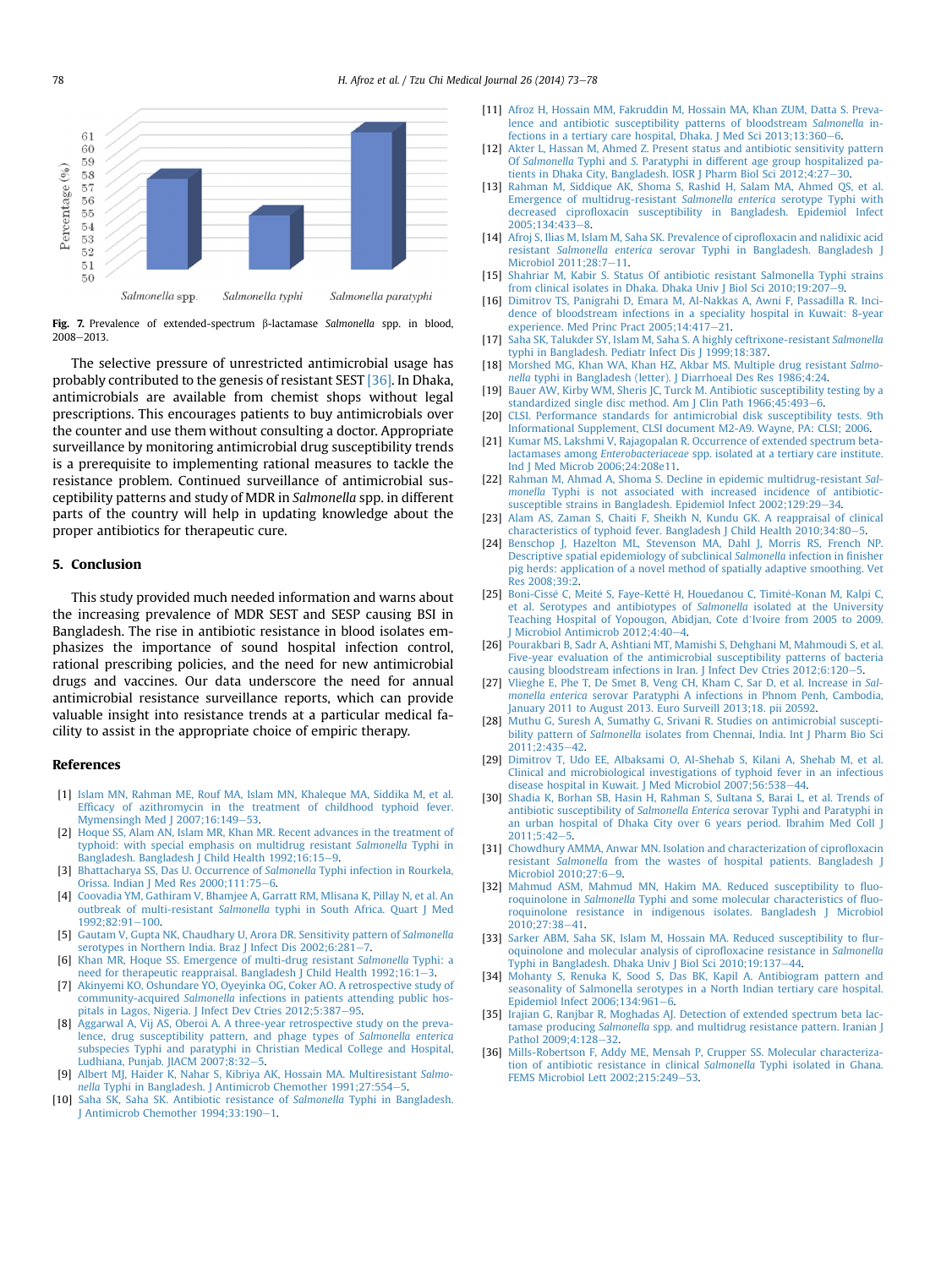61
60
59
58
57
56
55
54
53
52
51
50

Percentage (%)

*Salmonella* spp. *Salmonella typhi* *Salmonella paratyphi*

**Fig. 7.** Prevalence of extended-spectrum β-lactamase *Salmonella* spp. in blood, 2008–2013.

The selective pressure of unrestricted antimicrobial usage has probably contributed to the genesis of resistant SEST [36]. In Dhaka, antimicrobials are available from chemist shops without legal prescriptions. This encourages patients to buy antimicrobials over the counter and use them without consulting a doctor. Appropriate surveillance by monitoring antimicrobial drug susceptibility trends is a prerequisite to implementing rational measures to tackle the resistance problem. Continued surveillance of antimicrobial susceptibility patterns and study of MDR in *Salmonella* spp. in different parts of the country will help in updating knowledge about the proper antibiotics for therapeutic cure.

## 5. Conclusion

This study provided much needed information and warns about the increasing prevalence of MDR SEST and SESP causing BSI in Bangladesh. The rise in antibiotic resistance in blood isolates emphasizes the importance of sound hospital infection control, rational prescribing policies, and the need for new antimicrobial drugs and vaccines. Our data underscore the need for annual antimicrobial resistance surveillance reports, which can provide valuable insight into resistance trends at a particular medical facility to assist in the appropriate choice of empiric therapy.

## References

[1] Islam MN, Rahman ME, Rouf MA, Islam MN, Khaleque MA, Siddika M, et al. Efficacy of azithromycin in the treatment of childhood typhoid fever. Mymensingh Med J 2007;16:149–53.

[2] Hoque SS, Alam AN, Islam MR, Khan MR. Recent advances in the treatment of typhoid: with special emphasis on multidrug resistant *Salmonella* Typhi in Bangladesh. Bangladesh J Child Health 1992;16:15–9.

[3] Bhattacharya SS, Das U. Occurrence of *Salmonella* Typhi infection in Rourkela, Orissa. Indian J Med Res 2000;111:75–6.

[4] Coovadia YM, Gathiram V, Bhamjee A, Garratt RM, Mlisana K, Pillay N, et al. An outbreak of multi-resistant *Salmonella* typhi in South Africa. Quart J Med 1992;82:91–100.

[5] Gautam V, Gupta NK, Chaudhary U, Arora DR. Sensitivity pattern of *Salmonella* serotypes in Northern India. Braz J Infect Dis 2002;6:281–7.

[6] Khan MR, Hoque SS. Emergence of multi-drug resistant *Salmonella* Typhi: a need for therapeutic reappraisal. Bangladesh J Child Health 1992;16:1–3.

[7] Akinyemi KO, Oshundare YO, Oyeyinka OG, Coker AO. A retrospective study of community-acquired *Salmonella* infections in patients attending public hospitals in Lagos, Nigeria. J Infect Dev Ctries 2012;5:387–95.

[8] Aggarwal A, Vij AS, Oberoi A. A three-year retrospective study on the prevalence, drug susceptibility pattern, and phage types of *Salmonella enterica* subspecies Typhi and paratyphi in Christian Medical College and Hospital, Ludhiana, Punjab. JIACM 2007;8:32–5.

[9] Albert MJ, Haider K, Nahar S, Kibriya AK, Hossain MA. Multiresistant *Salmonella* Typhi in Bangladesh. J Antimicrob Chemother 1991;27:554–5.

[10] Saha SK, Saha SK. Antibiotic resistance of *Salmonella* Typhi in Bangladesh. J Antimicrob Chemother 1994;33:190–1.

[11] Afroz H, Hossain MM, Fakruddin M, Hossain MA, Khan ZUM, Datta S. Prevalence and antibiotic susceptibility patterns of bloodstream *Salmonella* infections in a tertiary care hospital, Dhaka. J Med Sci 2013;13:360–6.

[12] Akter L, Hassan M, Ahmed Z. Present status and antibiotic sensitivity pattern Of *Salmonella* Typhi and *S.* Paratyphi in different age group hospitalized patients in Dhaka City, Bangladesh. IOSR J Pharm Biol Sci 2012;4:27–30.

[13] Rahman M, Siddique AK, Shoma S, Rashid H, Salam MA, Ahmed QS, et al. Emergence of multidrug-resistant *Salmonella enterica* serotype Typhi with decreased ciprofloxacin susceptibility in Bangladesh. Epidemiol Infect 2005;134:433–8.

[14] Afroj S, Ilias M, Islam M, Saha SK. Prevalence of ciprofloxacin and nalidixic acid resistant *Salmonella enterica* serovar Typhi in Bangladesh. Bangladesh J Microbiol 2011;28:7–11.

[15] Shahriar M, Kabir S. Status Of antibiotic resistant Salmonella Typhi strains from clinical isolates in Dhaka. Dhaka Univ J Biol Sci 2010;19:207–9.

[16] Dimitrov TS, Panigrahi D, Emara M, Al-Nakkas A, Awni F, Passadilla R. Incidence of bloodstream infections in a speciality hospital in Kuwait: 8-year experience. Med Princ Pract 2005;14:417–21.

[17] Saha SK, Talukder SY, Islam M, Saha S. A highly ceftriaxone-resistant *Salmonella* typhi in Bangladesh. Pediatr Infect Dis J 1999;18:387.

[18] Morshed MG, Khan WA, Khan HZ, Akbar MS. Multiple drug resistant *Salmonella* typhi in Bangladesh (letter). J Diarrhoeal Des Res 1986;4:24.

[19] Bauer AW, Kirby WM, Sheris JC, Turck M. Antibiotic susceptibility testing by a standardized single disc method. Am J Clin Path 1966;45:493–6.

[20] CLSI. Performance standards for antimicrobial disk susceptibility tests. 9th Informational Supplement, CLSI document M2-A9. Wayne, PA: CLSI; 2006.

[21] Kumar MS, Lakshmi V, Rajagopalan R. Occurrence of extended spectrum beta-lactamases among *Enterobacteriaceae* spp. isolated at a tertiary care institute. Ind J Med Microb 2006;24:208e11.

[22] Rahman M, Ahmad A, Shoma S. Decline in epidemic multidrug-resistant *Salmonella* Typhi is not associated with increased incidence of antibiotic-susceptible strains in Bangladesh. Epidemiol Infect 2002;129:29–34.

[23] Alam AS, Zaman S, Chaiti F, Sheikh N, Kundu GK. A reappraisal of clinical characteristics of typhoid fever. Bangladesh J Child Health 2010;34:80–5.

[24] Benschop J, Hazelton ML, Stevenson MA, Dahl J, Morris RS, French NP. Descriptive spatial epidemiology of subclinical *Salmonella* infection in finisher pig herds: application of a novel method of spatially adaptive smoothing. Vet Res 2008;39:2.

[25] Boni-Cissé C, Meité S, Faye-Ketté H, Houedanou C, Timité-Konan M, Kalpi C, et al. Serotypes and antibiotypes of *Salmonella* isolated at the University Teaching Hospital of Yopougon, Abidjan, Cote d'Ivoire from 2005 to 2009. J Microbiol Antimicrob 2012;4:40–4.

[26] Pourakbari B, Sadr A, Ashtiani MT, Mamishi S, Dehghani M, Mahmoudi S, et al. Five-year evaluation of the antimicrobial susceptibility patterns of bacteria causing bloodstream infections in Iran. J Infect Dev Ctries 2012;6:120–5.

[27] Vlieghe E, Phe T, De Smet B, Veng CH, Kham C, Sar D, et al. Increase in *Salmonella enterica* serovar Paratyphi A infections in Phnom Penh, Cambodia, January 2011 to August 2013. Euro Surveill 2013;18. pii 20592.

[28] Muthu G, Suresh A, Sumathy G, Srivani R. Studies on antimicrobial susceptibility pattern of *Salmonella* isolates from Chennai, India. Int J Pharm Bio Sci 2011;2:435–42.

[29] Dimitrov T, Udo EE, Albaksami O, Al-Shehab S, Kilani A, Shehab M, et al. Clinical and microbiological investigations of typhoid fever in an infectious disease hospital in Kuwait. J Med Microbiol 2007;56:538–44.

[30] Shadia K, Borhan SB, Hasin H, Rahman S, Sultana S, Barai L, et al. Trends of antibiotic susceptibility of *Salmonella Enterica* serovar Typhi and Paratyphi in an urban hospital of Dhaka City over 6 years period. Ibrahim Med Coll J 2011;5:42–5.

[31] Chowdhury AMMA, Anwar MN. Isolation and characterization of ciprofloxacin resistant *Salmonella* from the wastes of hospital patients. Bangladesh J Microbiol 2010;27:6–9.

[32] Mahmud ASM, Mahmud MN, Hakim MA. Reduced susceptibility to fluoroquinolone in *Salmonella* Typhi and some molecular characteristics of fluoroquinolone resistance in indigenous isolates. Bangladesh J Microbiol 2010;27:38–41.

[33] Sarker ABM, Saha SK, Islam M, Hossain MA. Reduced susceptibility to flur-oquinolone and molecular analysis of ciprofloxacine resistance in *Salmonella* Typhi in Bangladesh. Dhaka Univ J Biol Sci 2010;19:137–44.

[34] Mohanty S, Renuka K, Sood S, Das BK, Kapil A. Antibiogram pattern and seasonality of Salmonella serotypes in a North Indian tertiary care hospital. Epidemiol Infect 2006;134:961–6.

[35] Irajian G, Ranjbar R, Moghadas AJ. Detection of extended spectrum beta lactamase producing *Salmonella* spp. and multidrug resistance pattern. Iranian J Pathol 2009;4:128–32.

[36] Mills-Robertson F, Addy ME, Mensah P, Crupper SS. Molecular characterization of antibiotic resistance in clinical *Salmonella* Typhi isolated in Ghana. FEMS Microbiol Lett 2002;215:249–53.